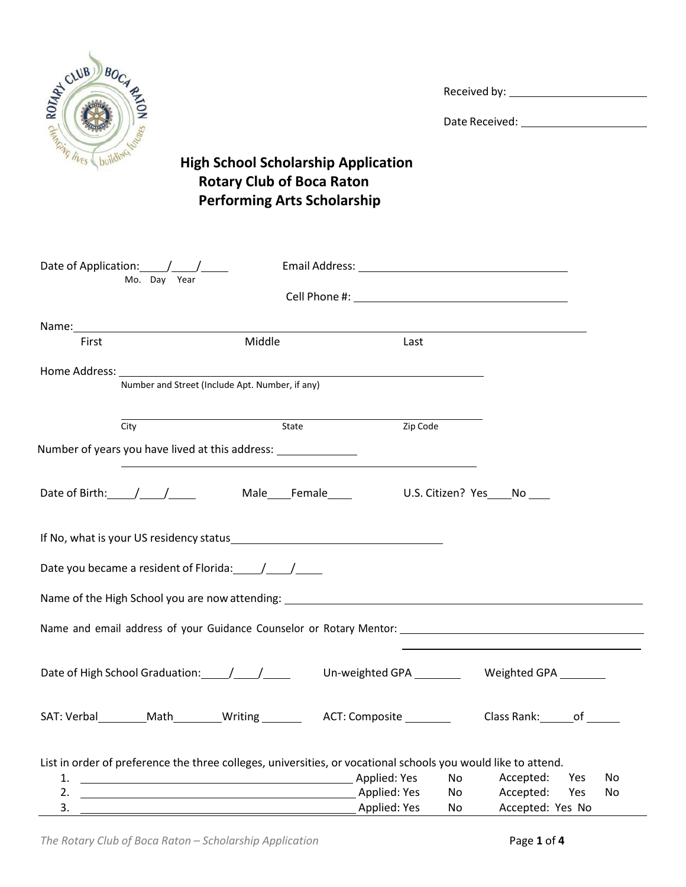Received by: ______________________

Date Received: ______________________

# High School Scholarship Application
## Rotary Club of Boca Raton
## Performing Arts Scholarship

Date of Application: ____/____/____
Mo. Day Year

Email Address: ________________________________

Cell Phone #: ________________________________

Name: ____________________________________________________________
First Middle Last

Home Address: ________________________________________________
Number and Street (Include Apt. Number, if any)

________________________________________________
City State Zip Code

Number of years you have lived at this address: ____________

________________________________________________

Date of Birth: ____/____/____ Male____ Female____ U.S. Citizen? Yes____ No ____

If No, what is your US residency status ________________________________

Date you became a resident of Florida: ____/____/____

Name of the High School you are now attending: ________________________________________________

Name and email address of your Guidance Counselor or Rotary Mentor: ________________________________

________________________________

Date of High School Graduation: ____/____/____ Un-weighted GPA ________ Weighted GPA ________

SAT: Verbal________ Math________ Writing ________ ACT: Composite ________ Class Rank: _____ of _____

List in order of preference the three colleges, universities, or vocational schools you would like to attend.

1. ________________________________ Applied: Yes No Accepted: Yes No
2. ________________________________ Applied: Yes No Accepted: Yes No
3. ________________________________ Applied: Yes No Accepted: Yes No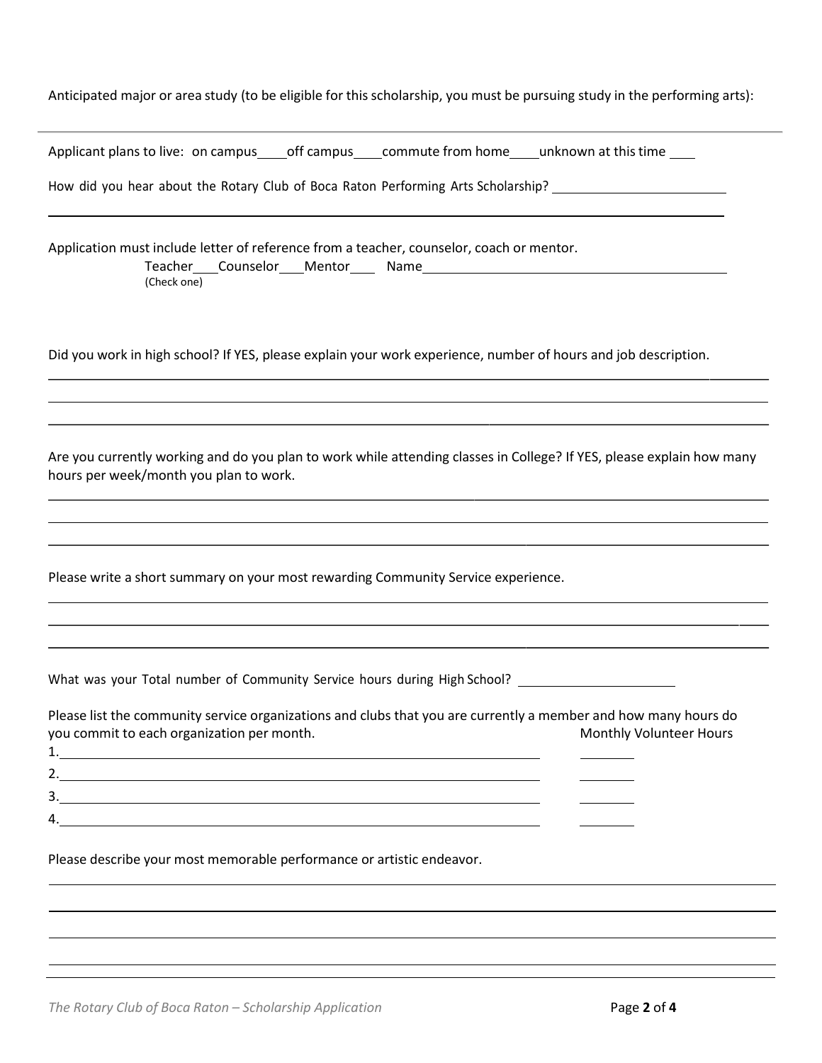Anticipated major or area study (to be eligible for this scholarship, you must be pursuing study in the performing arts):

---

Applicant plans to live: on campus____ off campus____ commute from home____ unknown at this time ____

How did you hear about the Rotary Club of Boca Raton Performing Arts Scholarship? ________________________

______________________________________________________________________________

Application must include letter of reference from a teacher, counselor, coach or mentor.

Teacher___ Counselor___ Mentor___ Name_____________________________________

(Check one)

Did you work in high school? If YES, please explain your work experience, number of hours and job description.

______________________________________________________________________________

______________________________________________________________________________

______________________________________________________________________________

Are you currently working and do you plan to work while attending classes in College? If YES, please explain how many hours per week/month you plan to work.

______________________________________________________________________________

______________________________________________________________________________

______________________________________________________________________________

Please write a short summary on your most rewarding Community Service experience.

______________________________________________________________________________

______________________________________________________________________________

______________________________________________________________________________

What was your Total number of Community Service hours during High School? ____________________

Please list the community service organizations and clubs that you are currently a member and how many hours do you commit to each organization per month.

| | Monthly Volunteer Hours |
|---|---|
| 1.______________________________________ | ________ |
| 2.______________________________________ | ________ |
| 3.______________________________________ | ________ |
| 4.______________________________________ | ________ |

Please describe your most memorable performance or artistic endeavor.

______________________________________________________________________________

______________________________________________________________________________

______________________________________________________________________________

______________________________________________________________________________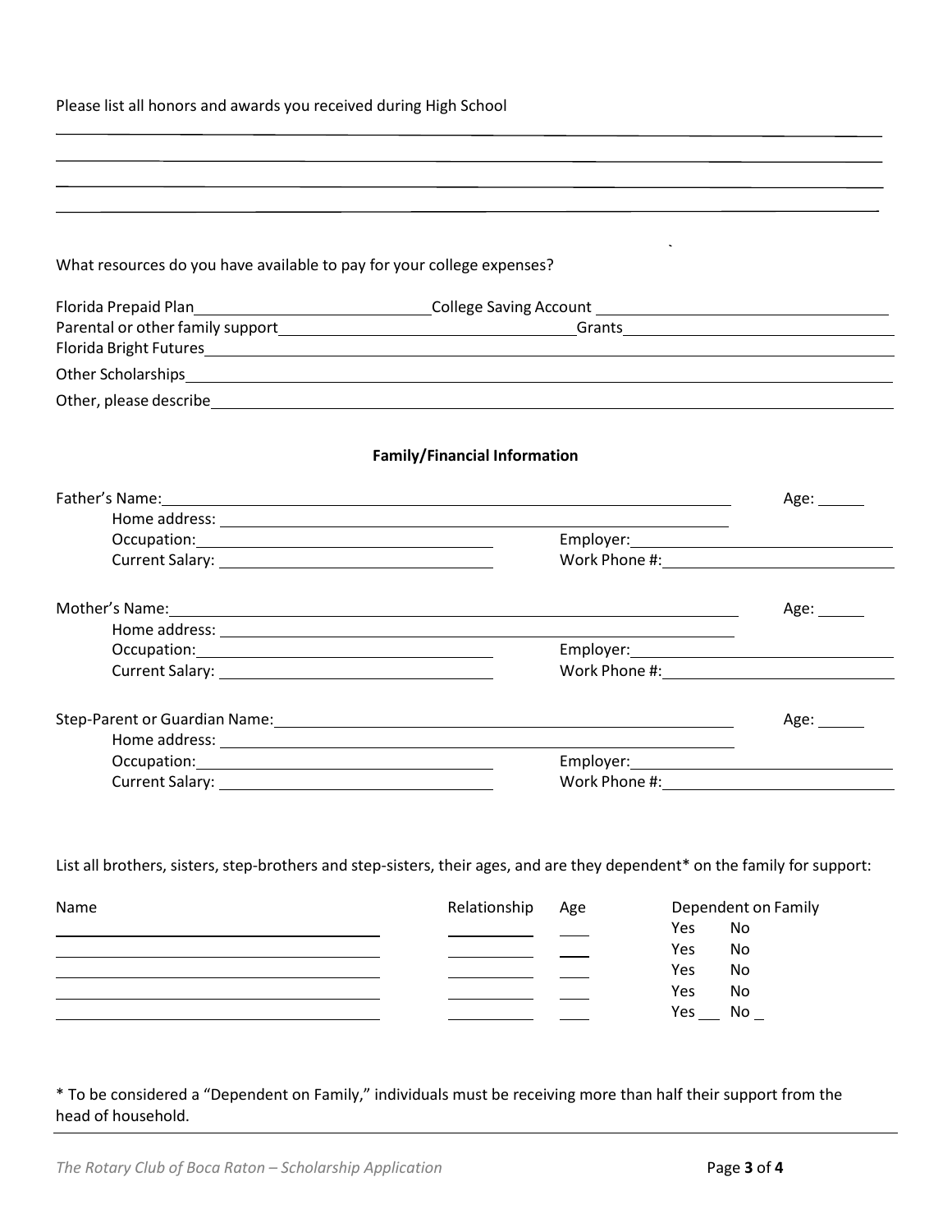Please list all honors and awards you received during High School

\_\_\_\_\_\_\_\_\_\_\_\_\_\_\_\_\_\_\_\_\_\_\_\_\_\_\_\_\_\_\_\_\_\_\_\_\_\_\_\_\_\_\_\_\_\_\_\_\_\_\_\_\_\_\_\_\_\_\_\_\_\_\_\_\_\_\_\_\_\_\_\_\_\_\_\_

\_\_\_\_\_\_\_\_\_\_\_\_\_\_\_\_\_\_\_\_\_\_\_\_\_\_\_\_\_\_\_\_\_\_\_\_\_\_\_\_\_\_\_\_\_\_\_\_\_\_\_\_\_\_\_\_\_\_\_\_\_\_\_\_\_\_\_\_\_\_\_\_\_\_\_\_

\_\_\_\_\_\_\_\_\_\_\_\_\_\_\_\_\_\_\_\_\_\_\_\_\_\_\_\_\_\_\_\_\_\_\_\_\_\_\_\_\_\_\_\_\_\_\_\_\_\_\_\_\_\_\_\_\_\_\_\_\_\_\_\_\_\_\_\_\_\_\_\_\_\_\_\_

\_\_\_\_\_\_\_\_\_\_\_\_\_\_\_\_\_\_\_\_\_\_\_\_\_\_\_\_\_\_\_\_\_\_\_\_\_\_\_\_\_\_\_\_\_\_\_\_\_\_\_\_\_\_\_\_\_\_\_\_\_\_\_\_\_\_\_\_\_\_\_\_\_\_\_\_

What resources do you have available to pay for your college expenses?

Florida Prepaid Plan\_\_\_\_\_\_\_\_\_\_\_\_\_\_\_\_\_\_\_\_ College Saving Account \_\_\_\_\_\_\_\_\_\_\_\_\_\_\_\_\_\_\_\_

Parental or other family support\_\_\_\_\_\_\_\_\_\_\_\_\_\_\_\_\_\_\_\_ Grants\_\_\_\_\_\_\_\_\_\_\_\_\_\_\_\_\_\_\_\_

Florida Bright Futures\_\_\_\_\_\_\_\_\_\_\_\_\_\_\_\_\_\_\_\_\_\_\_\_\_\_\_\_\_\_\_\_\_\_\_\_\_\_\_\_\_\_\_\_

Other Scholarships\_\_\_\_\_\_\_\_\_\_\_\_\_\_\_\_\_\_\_\_\_\_\_\_\_\_\_\_\_\_\_\_\_\_\_\_\_\_\_\_\_\_\_\_

Other, please describe\_\_\_\_\_\_\_\_\_\_\_\_\_\_\_\_\_\_\_\_\_\_\_\_\_\_\_\_\_\_\_\_\_\_\_\_\_\_\_\_\_\_\_\_

## Family/Financial Information

Father's Name:\_\_\_\_\_\_\_\_\_\_\_\_\_\_\_\_\_\_\_\_\_\_\_\_\_\_\_\_\_\_\_\_\_\_\_\_\_\_\_\_ Age: \_\_\_\_\_\_

Home address: \_\_\_\_\_\_\_\_\_\_\_\_\_\_\_\_\_\_\_\_\_\_\_\_\_\_\_\_\_\_\_\_\_\_\_\_\_\_\_\_

Occupation:\_\_\_\_\_\_\_\_\_\_\_\_\_\_\_\_\_\_\_\_ Employer:\_\_\_\_\_\_\_\_\_\_\_\_\_\_\_\_\_\_\_\_

Current Salary: \_\_\_\_\_\_\_\_\_\_\_\_\_\_\_\_\_\_\_\_ Work Phone #:\_\_\_\_\_\_\_\_\_\_\_\_\_\_\_\_\_\_\_\_

Mother's Name:\_\_\_\_\_\_\_\_\_\_\_\_\_\_\_\_\_\_\_\_\_\_\_\_\_\_\_\_\_\_\_\_\_\_\_\_\_\_\_\_ Age: \_\_\_\_\_\_

Home address: \_\_\_\_\_\_\_\_\_\_\_\_\_\_\_\_\_\_\_\_\_\_\_\_\_\_\_\_\_\_\_\_\_\_\_\_\_\_\_\_

Occupation:\_\_\_\_\_\_\_\_\_\_\_\_\_\_\_\_\_\_\_\_ Employer:\_\_\_\_\_\_\_\_\_\_\_\_\_\_\_\_\_\_\_\_

Current Salary: \_\_\_\_\_\_\_\_\_\_\_\_\_\_\_\_\_\_\_\_ Work Phone #:\_\_\_\_\_\_\_\_\_\_\_\_\_\_\_\_\_\_\_\_

Step-Parent or Guardian Name:\_\_\_\_\_\_\_\_\_\_\_\_\_\_\_\_\_\_\_\_\_\_\_\_\_\_\_\_\_\_ Age: \_\_\_\_\_\_

Home address: \_\_\_\_\_\_\_\_\_\_\_\_\_\_\_\_\_\_\_\_\_\_\_\_\_\_\_\_\_\_\_\_\_\_\_\_\_\_\_\_

Occupation:\_\_\_\_\_\_\_\_\_\_\_\_\_\_\_\_\_\_\_\_ Employer:\_\_\_\_\_\_\_\_\_\_\_\_\_\_\_\_\_\_\_\_

Current Salary: \_\_\_\_\_\_\_\_\_\_\_\_\_\_\_\_\_\_\_\_ Work Phone #:\_\_\_\_\_\_\_\_\_\_\_\_\_\_\_\_\_\_\_\_

List all brothers, sisters, step-brothers and step-sisters, their ages, and are they dependent* on the family for support:

| Name | Relationship | Age | Dependent on Family |
|---|---|---|---|
| | | | Yes No |
| | | | Yes No |
| | | | Yes No |
| | | | Yes No |
| | | | Yes \_\_\_ No \_ |

* To be considered a "Dependent on Family," individuals must be receiving more than half their support from the head of household.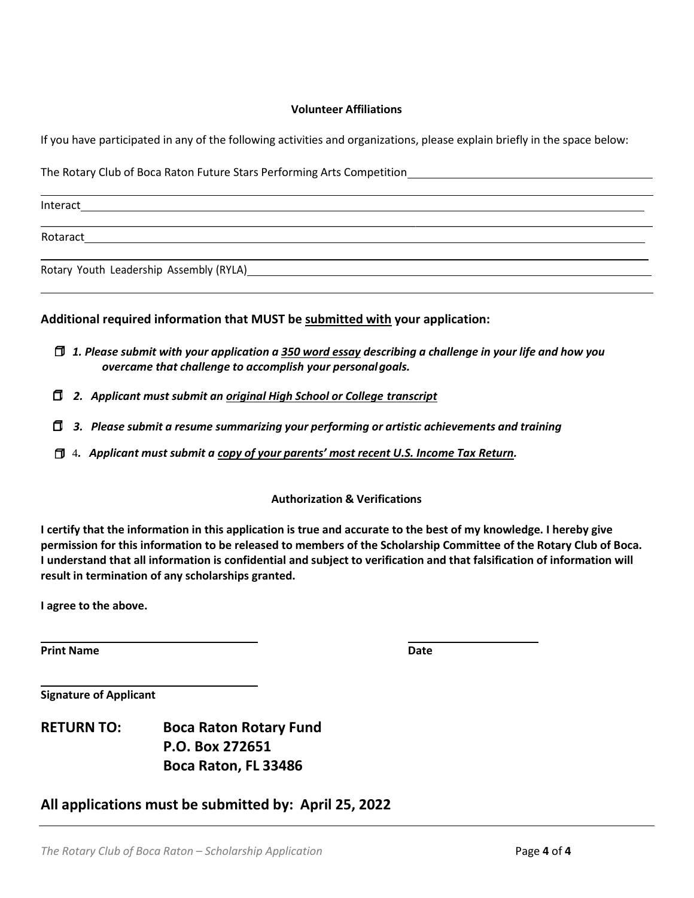**Volunteer Affiliations**

If you have participated in any of the following activities and organizations, please explain briefly in the space below:

The Rotary Club of Boca Raton Future Stars Performing Arts Competition

Interact

Rotaract

Rotary Youth Leadership Assembly (RYLA)

**Additional required information that MUST be submitted with your application:**

- ☐ ***1. Please submit with your application a 350 word essay describing a challenge in your life and how you overcame that challenge to accomplish your personal goals.***
- ☐ ***2. Applicant must submit an original High School or College transcript***
- ☐ ***3. Please submit a resume summarizing your performing or artistic achievements and training***
- ☐ 4***. Applicant must submit a copy of your parents' most recent U.S. Income Tax Return.***

**Authorization & Verifications**

**I certify that the information in this application is true and accurate to the best of my knowledge. I hereby give permission for this information to be released to members of the Scholarship Committee of the Rotary Club of Boca. I understand that all information is confidential and subject to verification and that falsification of information will result in termination of any scholarships granted.**

**I agree to the above.**

**Print Name** **Date**

**Signature of Applicant**

**RETURN TO: Boca Raton Rotary Fund**
**P.O. Box 272651**
**Boca Raton, FL 33486**

## All applications must be submitted by: April 25, 2022